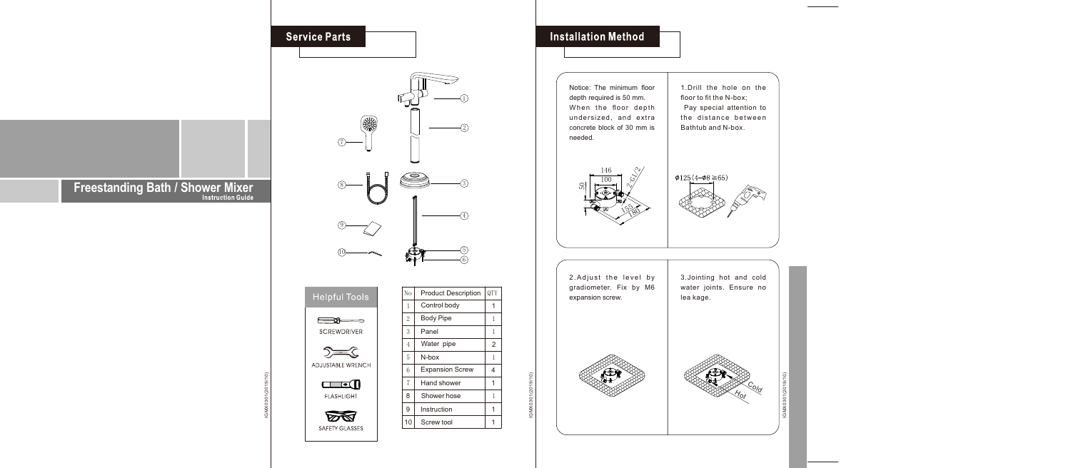# Freestanding Bath / Shower Mixer

Instruction Guide

## Service Parts

1
2
7
8
3
4
9
10
5
6

### Helpful Tools

SCREWDRIVER

ADJUSTABLE WRENCH

FLASHLIGHT

SAFETY GLASSES

| No | Product Description | QTY |
|---|---|---|
| 1 | Control body | 1 |
| 2 | Body Pipe | 1 |
| 3 | Panel | 1 |
| 4 | Water pipe | 2 |
| 5 | N-box | 1 |
| 6 | Expansion Screw | 4 |
| 7 | Hand shower | 1 |
| 8 | Shower hose | 1 |
| 9 | Instruction | 1 |
| 10 | Screw tool | 1 |

## Installation Method

Notice: The minimum floor depth required is 50 mm. When the floor depth undersized, and extra concrete block of 30 mm is needed.

146
100
50
2-G1/2
150
180

1. Drill the hole on the floor to fit the N-box; Pay special attention to the distance between Bathtub and N-box.

ϕ125(4-ϕ8≧65)

2. Adjust the level by gradiometer. Fix by M6 expansion screw.

3. Jointing hot and cold water joints. Ensure no lea kage.

Cold
Hot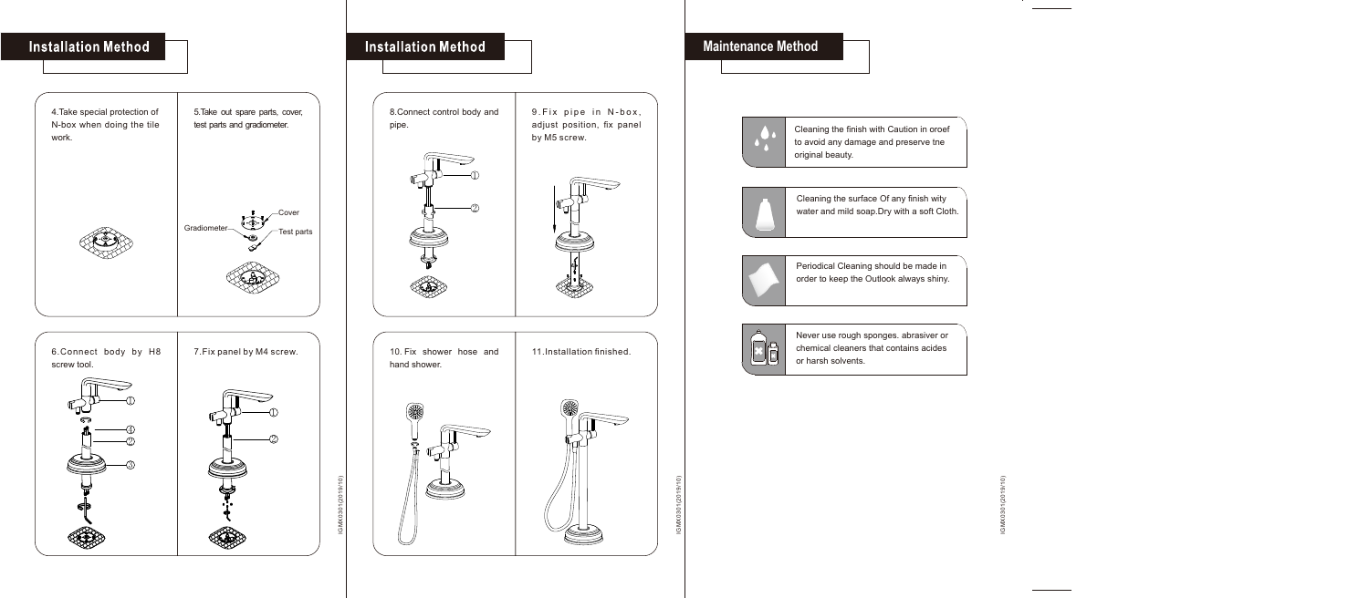## Installation Method

4.Take special protection of N-box when doing the tile work.

5.Take out spare parts, cover, test parts and gradiometer.

Gradiometer

Cover

Test parts

6.Connect body by H8 screw tool.

①

④

②

③

7.Fix panel by M4 screw.

①

②

## Installation Method

8.Connect control body and pipe.

①

②

9.Fix pipe in N-box, adjust position, fix panel by M5 screw.

10. Fix shower hose and hand shower.

11.Installation finished.

## Maintenance Method

Cleaning the finish with Caution in oroef to avoid any damage and preserve tne original beauty.

Cleaning the surface Of any finish wity water and mild soap.Dry with a soft Cloth.

Periodical Cleaning should be made in order to keep the Outlook always shiny.

Never use rough sponges. abrasiver or chemical cleaners that contains acides or harsh solvents.